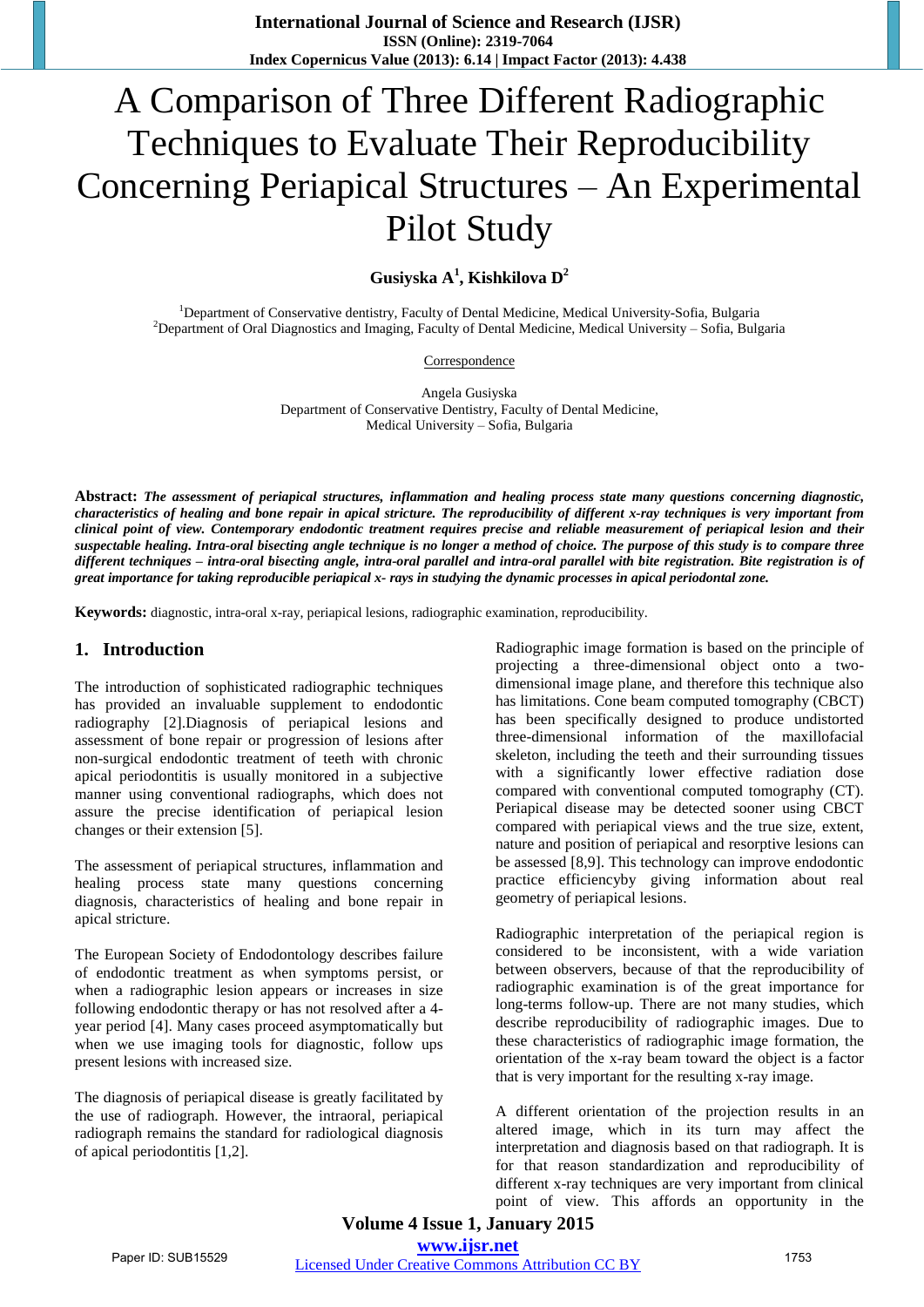# A Comparison of Three Different Radiographic Techniques to Evaluate Their Reproducibility Concerning Periapical Structures – An Experimental Pilot Study

**Gusiyska A[1], Kishkilova D[2]**

[1]Department of Conservative dentistry, Faculty of Dental Medicine, Medical University-Sofia, Bulgaria
[2]Department of Oral Diagnostics and Imaging, Faculty of Dental Medicine, Medical University – Sofia, Bulgaria

Correspondence

Angela Gusiyska
Department of Conservative Dentistry, Faculty of Dental Medicine,
Medical University – Sofia, Bulgaria

**Abstract:** ***The assessment of periapical structures, inflammation and healing process state many questions concerning diagnostic, characteristics of healing and bone repair in apical stricture. The reproducibility of different x-ray techniques is very important from clinical point of view. Contemporary endodontic treatment requires precise and reliable measurement of periapical lesion and their suspectable healing. Intra-oral bisecting angle technique is no longer a method of choice. The purpose of this study is to compare three different techniques – intra-oral bisecting angle, intra-oral parallel and intra-oral parallel with bite registration. Bite registration is of great importance for taking reproducible periapical x- rays in studying the dynamic processes in apical periodontal zone.***

**Keywords:** diagnostic, intra-oral x-ray, periapical lesions, radiographic examination, reproducibility.

## 1. Introduction

The introduction of sophisticated radiographic techniques has provided an invaluable supplement to endodontic radiography [2].Diagnosis of periapical lesions and assessment of bone repair or progression of lesions after non-surgical endodontic treatment of teeth with chronic apical periodontitis is usually monitored in a subjective manner using conventional radiographs, which does not assure the precise identification of periapical lesion changes or their extension [5].

The assessment of periapical structures, inflammation and healing process state many questions concerning diagnosis, characteristics of healing and bone repair in apical stricture.

The European Society of Endodontology describes failure of endodontic treatment as when symptoms persist, or when a radiographic lesion appears or increases in size following endodontic therapy or has not resolved after a 4-year period [4]. Many cases proceed asymptomatically but when we use imaging tools for diagnostic, follow ups present lesions with increased size.

The diagnosis of periapical disease is greatly facilitated by the use of radiograph. However, the intraoral, periapical radiograph remains the standard for radiological diagnosis of apical periodontitis [1,2].

Radiographic image formation is based on the principle of projecting a three-dimensional object onto a two-dimensional image plane, and therefore this technique also has limitations. Cone beam computed tomography (CBCT) has been specifically designed to produce undistorted three-dimensional information of the maxillofacial skeleton, including the teeth and their surrounding tissues with a significantly lower effective radiation dose compared with conventional computed tomography (CT). Periapical disease may be detected sooner using CBCT compared with periapical views and the true size, extent, nature and position of periapical and resorptive lesions can be assessed [8,9]. This technology can improve endodontic practice efficiencyby giving information about real geometry of periapical lesions.

Radiographic interpretation of the periapical region is considered to be inconsistent, with a wide variation between observers, because of that the reproducibility of radiographic examination is of the great importance for long-terms follow-up. There are not many studies, which describe reproducibility of radiographic images. Due to these characteristics of radiographic image formation, the orientation of the x-ray beam toward the object is a factor that is very important for the resulting x-ray image.

A different orientation of the projection results in an altered image, which in its turn may affect the interpretation and diagnosis based on that radiograph. It is for that reason standardization and reproducibility of different x-ray techniques are very important from clinical point of view. This affords an opportunity in the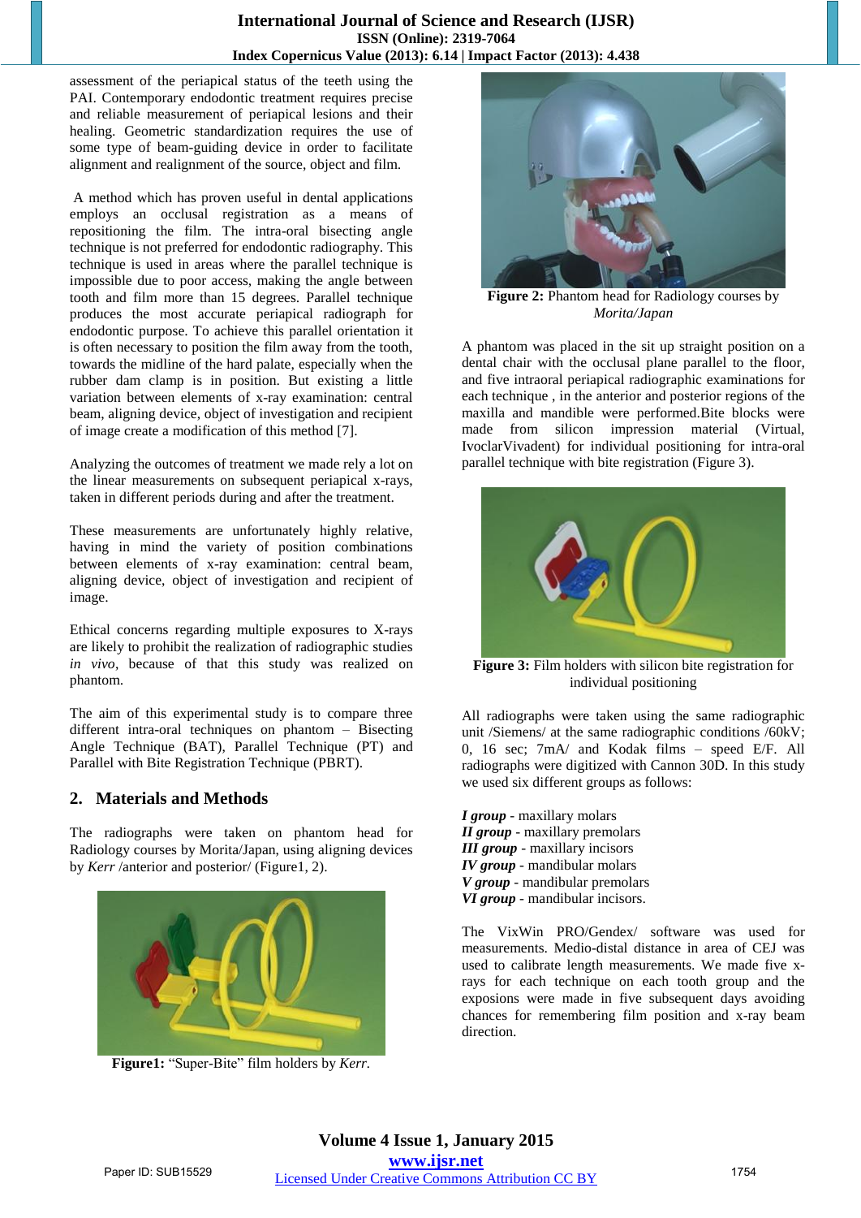assessment of the periapical status of the teeth using the PAI. Contemporary endodontic treatment requires precise and reliable measurement of periapical lesions and their healing. Geometric standardization requires the use of some type of beam-guiding device in order to facilitate alignment and realignment of the source, object and film.

A method which has proven useful in dental applications employs an occlusal registration as a means of repositioning the film. The intra-oral bisecting angle technique is not preferred for endodontic radiography. This technique is used in areas where the parallel technique is impossible due to poor access, making the angle between tooth and film more than 15 degrees. Parallel technique produces the most accurate periapical radiograph for endodontic purpose. To achieve this parallel orientation it is often necessary to position the film away from the tooth, towards the midline of the hard palate, especially when the rubber dam clamp is in position. But existing a little variation between elements of x-ray examination: central beam, aligning device, object of investigation and recipient of image create a modification of this method [7].

Analyzing the outcomes of treatment we made rely a lot on the linear measurements on subsequent periapical x-rays, taken in different periods during and after the treatment.

These measurements are unfortunately highly relative, having in mind the variety of position combinations between elements of x-ray examination: central beam, aligning device, object of investigation and recipient of image.

Ethical concerns regarding multiple exposures to X-rays are likely to prohibit the realization of radiographic studies *in vivo*, because of that this study was realized on phantom.

The aim of this experimental study is to compare three different intra-oral techniques on phantom – Bisecting Angle Technique (BAT), Parallel Technique (PT) and Parallel with Bite Registration Technique (PBRT).

## 2. Materials and Methods

The radiographs were taken on phantom head for Radiology courses by Morita/Japan, using aligning devices by *Kerr* /anterior and posterior/ (Figure1, 2).

**Figure1:** "Super-Bite" film holders by *Kerr.*

**Figure 2:** Phantom head for Radiology courses by *Morita/Japan*

A phantom was placed in the sit up straight position on a dental chair with the occlusal plane parallel to the floor, and five intraoral periapical radiographic examinations for each technique , in the anterior and posterior regions of the maxilla and mandible were performed.Bite blocks were made from silicon impression material (Virtual, IvoclarVivadent) for individual positioning for intra-oral parallel technique with bite registration (Figure 3).

**Figure 3:** Film holders with silicon bite registration for individual positioning

All radiographs were taken using the same radiographic unit /Siemens/ at the same radiographic conditions /60kV; 0, 16 sec; 7mA/ and Kodak films – speed E/F. All radiographs were digitized with Cannon 30D. In this study we used six different groups as follows:

***I group*** - maxillary molars
***II group*** - maxillary premolars
***III group*** - maxillary incisors
***IV group*** - mandibular molars
***V group*** - mandibular premolars
***VI group*** - mandibular incisors.

The VixWin PRO/Gendex/ software was used for measurements. Medio-distal distance in area of CEJ was used to calibrate length measurements. We made five x-rays for each technique on each tooth group and the exposions were made in five subsequent days avoiding chances for remembering film position and x-ray beam direction.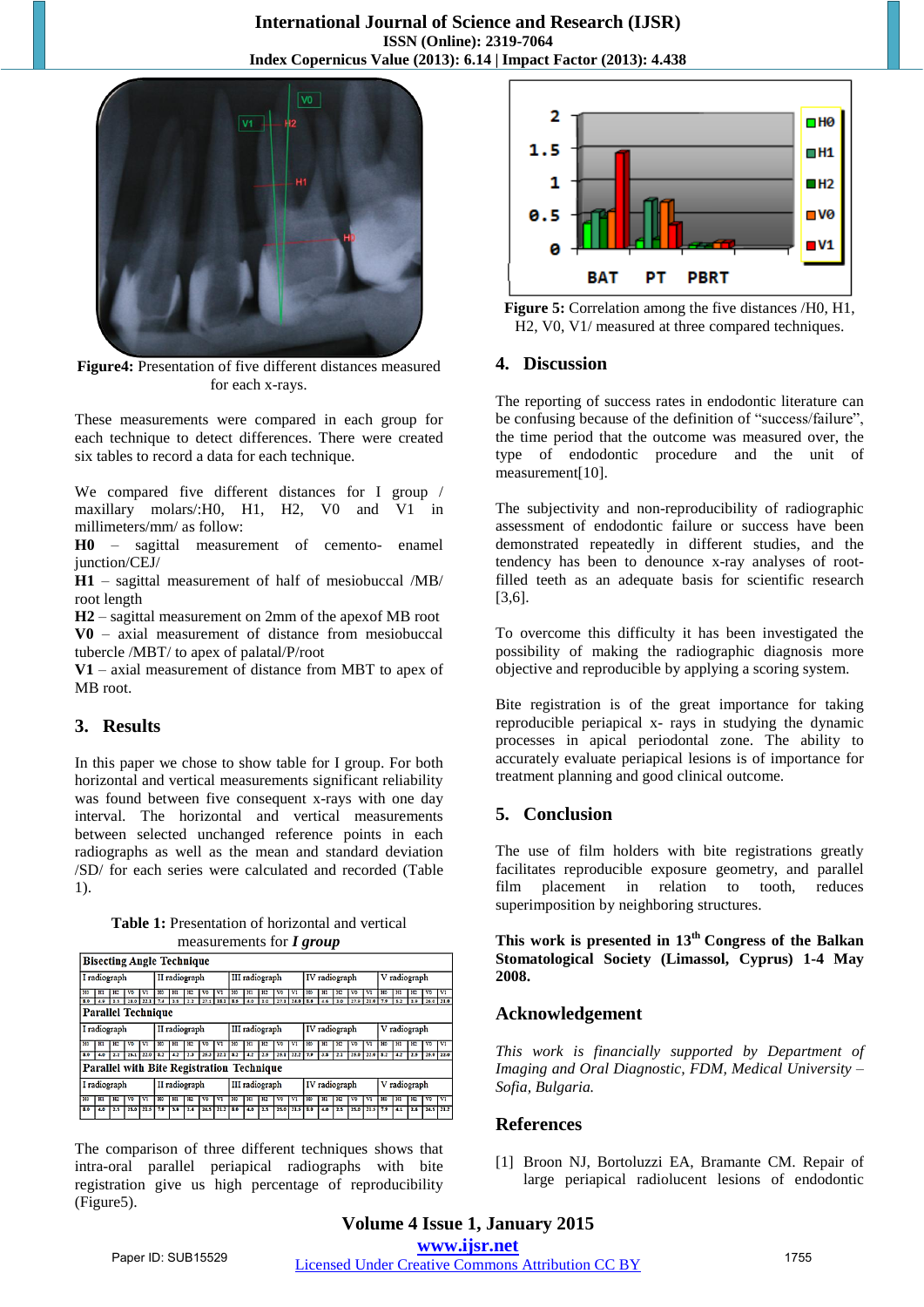**Figure4:** Presentation of five different distances measured for each x-rays.

These measurements were compared in each group for each technique to detect differences. There were created six tables to record a data for each technique.

We compared five different distances for I group / maxillary molars/:H0, H1, H2, V0 and V1 in millimeters/mm/ as follow:

**H0** – sagittal measurement of cemento- enamel junction/CEJ/

**H1** – sagittal measurement of half of mesiobuccal /MB/ root length

**H2** – sagittal measurement on 2mm of the apexof MB root

**V0** – axial measurement of distance from mesiobuccal tubercle /MBT/ to apex of palatal/P/root

**V1** – axial measurement of distance from MBT to apex of MB root.

## 3. Results

In this paper we chose to show table for I group. For both horizontal and vertical measurements significant reliability was found between five consequent x-rays with one day interval. The horizontal and vertical measurements between selected unchanged reference points in each radiographs as well as the mean and standard deviation /SD/ for each series were calculated and recorded (Table 1).

**Table 1:** Presentation of horizontal and vertical measurements for ***I group***

| Bisecting Angle Technique | | | | | | | | | | | | | | | | | | | | | | | | |
|---|---|---|---|---|---|---|---|---|---|---|---|---|---|---|---|---|---|---|---|---|---|---|---|---|
| I radiograph | | | | | II radiograph | | | | | III radiograph | | | | | IV radiograph | | | | | V radiograph | | | | |
| H0 | H1 | H2 | V0 | V1 | H0 | H1 | H2 | V0 | V1 | H0 | H1 | H2 | V0 | V1 | H0 | H1 | H2 | V0 | V1 | H0 | H1 | H2 | V0 | V1 |
| 8.0 | 4.9 | 3.1 | 28.0 | 22.1 | 7.4 | 3.8 | 2.2 | 27.1 | 18.1 | 8.6 | 4.0 | 3.0 | 27.8 | 18.9 | 8.8 | 4.6 | 3.0 | 27.9 | 21.0 | 7.9 | 5.2 | 3.9 | 26.0 | 21.0 |
| **Parallel Technique** | | | | | | | | | | | | | | | | | | | | | | | | |
| I radiograph | | | | | II radiograph | | | | | III radiograph | | | | | IV radiograph | | | | | V radiograph | | | | |
| H0 | H1 | H2 | V0 | V1 | H0 | H1 | H2 | V0 | V1 | H0 | H1 | H2 | V0 | V1 | H0 | H1 | H2 | V0 | V1 | H0 | H1 | H2 | V0 | V1 |
| 8.0 | 4.0 | 2.1 | 26.1 | 22.0 | 8.2 | 4.2 | 2.3 | 26.2 | 22.1 | 8.2 | 4.2 | 2.9 | 25.1 | 22.2 | 7.9 | 3.8 | 2.1 | 25.0 | 22.0 | 8.2 | 4.2 | 2.9 | 25.1 | 22.0 |
| **Parallel with Bite Registration Technique** | | | | | | | | | | | | | | | | | | | | | | | | |
| I radiograph | | | | | II radiograph | | | | | III radiograph | | | | | IV radiograph | | | | | V radiograph | | | | |
| H0 | H1 | H2 | V0 | V1 | H0 | H1 | H2 | V0 | V1 | H0 | H1 | H2 | V0 | V1 | H0 | H1 | H2 | V0 | V1 | H0 | H1 | H2 | V0 | V1 |
| 8.0 | 4.0 | 2.5 | 25.0 | 21.5 | 7.9 | 3.9 | 2.4 | 24.5 | 21.2 | 8.0 | 4.0 | 2.5 | 25.0 | 21.5 | 8.0 | 4.0 | 2.5 | 25.0 | 21.5 | 7.9 | 4.1 | 2.6 | 24.5 | 21.2 |

The comparison of three different techniques shows that intra-oral parallel periapical radiographs with bite registration give us high percentage of reproducibility (Figure5).

**Figure 5:** Correlation among the five distances /H0, H1, H2, V0, V1/ measured at three compared techniques.

## 4. Discussion

The reporting of success rates in endodontic literature can be confusing because of the definition of "success/failure", the time period that the outcome was measured over, the type of endodontic procedure and the unit of measurement[10].

The subjectivity and non-reproducibility of radiographic assessment of endodontic failure or success have been demonstrated repeatedly in different studies, and the tendency has been to denounce x-ray analyses of root-filled teeth as an adequate basis for scientific research [3,6].

To overcome this difficulty it has been investigated the possibility of making the radiographic diagnosis more objective and reproducible by applying a scoring system.

Bite registration is of the great importance for taking reproducible periapical x- rays in studying the dynamic processes in apical periodontal zone. The ability to accurately evaluate periapical lesions is of importance for treatment planning and good clinical outcome.

## 5. Conclusion

The use of film holders with bite registrations greatly facilitates reproducible exposure geometry, and parallel film placement in relation to tooth, reduces superimposition by neighboring structures.

**This work is presented in 13th Congress of the Balkan Stomatological Society (Limassol, Cyprus) 1-4 May 2008.**

## Acknowledgement

*This work is financially supported by Department of Imaging and Oral Diagnostic, FDM, Medical University – Sofia, Bulgaria.*

## References

[1] Broon NJ, Bortoluzzi EA, Bramante CM. Repair of large periapical radiolucent lesions of endodontic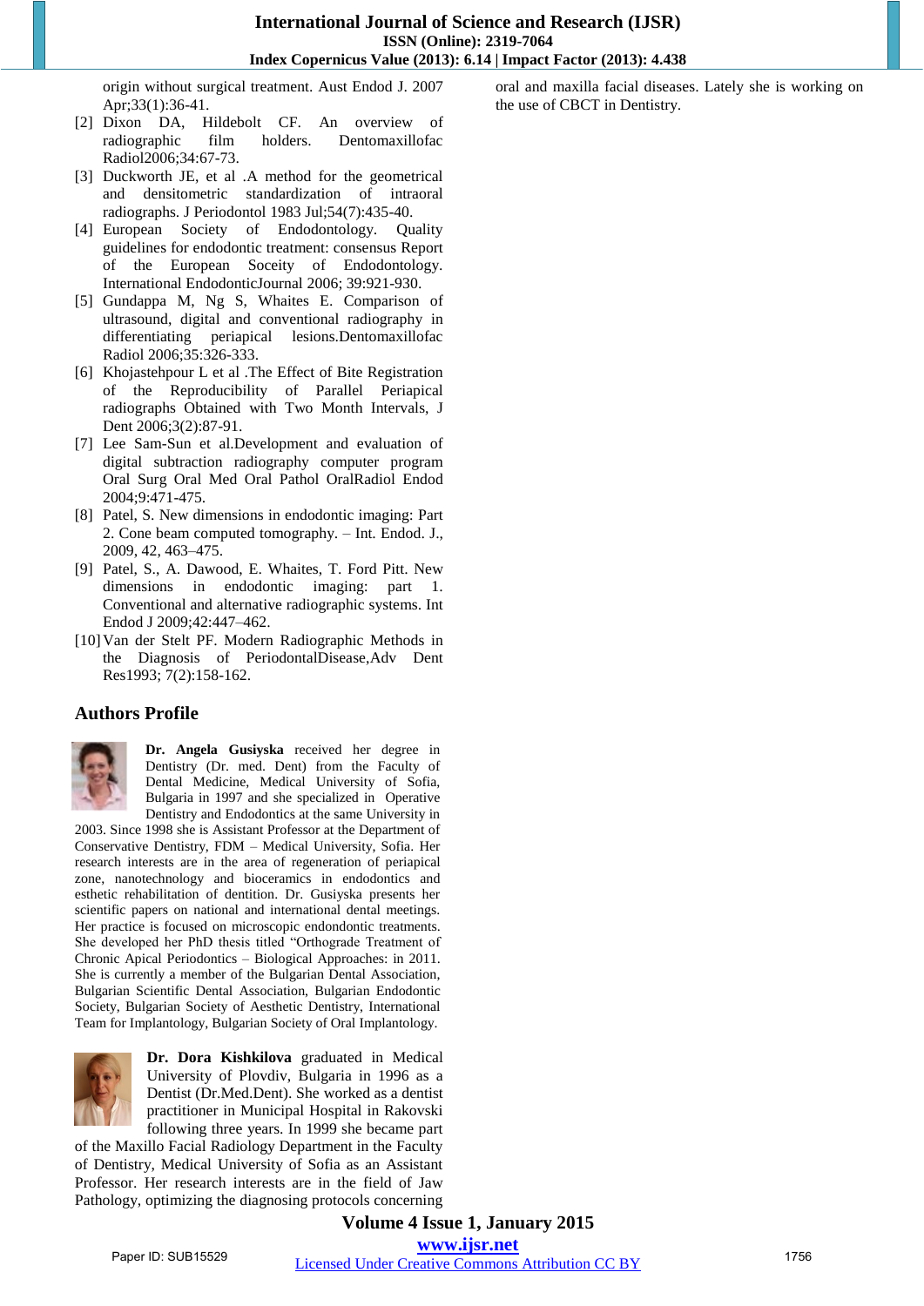origin without surgical treatment. Aust Endod J. 2007 Apr;33(1):36-41.

[2] Dixon DA, Hildebolt CF. An overview of radiographic film holders. Dentomaxillofac Radiol2006;34:67-73.

[3] Duckworth JE, et al .A method for the geometrical and densitometric standardization of intraoral radiographs. J Periodontol 1983 Jul;54(7):435-40.

[4] European Society of Endodontology. Quality guidelines for endodontic treatment: consensus Report of the European Soceity of Endodontology. International EndodonticJournal 2006; 39:921-930.

[5] Gundappa M, Ng S, Whaites E. Comparison of ultrasound, digital and conventional radiography in differentiating periapical lesions.Dentomaxillofac Radiol 2006;35:326-333.

[6] Khojastehpour L et al .The Effect of Bite Registration of the Reproducibility of Parallel Periapical radiographs Obtained with Two Month Intervals, J Dent 2006;3(2):87-91.

[7] Lee Sam-Sun et al.Development and evaluation of digital subtraction radiography computer program Oral Surg Oral Med Oral Pathol OralRadiol Endod 2004;9:471-475.

[8] Patel, S. New dimensions in endodontic imaging: Part 2. Cone beam computed tomography. – Int. Endod. J., 2009, 42, 463–475.

[9] Patel, S., A. Dawood, E. Whaites, T. Ford Pitt. New dimensions in endodontic imaging: part 1. Conventional and alternative radiographic systems. Int Endod J 2009;42:447–462.

[10] Van der Stelt PF. Modern Radiographic Methods in the Diagnosis of PeriodontalDisease,Adv Dent Res1993; 7(2):158-162.

## Authors Profile

**Dr. Angela Gusiyska** received her degree in Dentistry (Dr. med. Dent) from the Faculty of Dental Medicine, Medical University of Sofia, Bulgaria in 1997 and she specialized in Operative Dentistry and Endodontics at the same University in 2003. Since 1998 she is Assistant Professor at the Department of Conservative Dentistry, FDM – Medical University, Sofia. Her research interests are in the area of regeneration of periapical zone, nanotechnology and bioceramics in endodontics and esthetic rehabilitation of dentition. Dr. Gusiyska presents her scientific papers on national and international dental meetings. Her practice is focused on microscopic endondontic treatments. She developed her PhD thesis titled "Orthograde Treatment of Chronic Apical Periodontics – Biological Approaches: in 2011. She is currently a member of the Bulgarian Dental Association, Bulgarian Scientific Dental Association, Bulgarian Endodontic Society, Bulgarian Society of Aesthetic Dentistry, International Team for Implantology, Bulgarian Society of Oral Implantology.

**Dr. Dora Kishkilova** graduated in Medical University of Plovdiv, Bulgaria in 1996 as a Dentist (Dr.Med.Dent). She worked as a dentist practitioner in Municipal Hospital in Rakovski following three years. In 1999 she became part of the Maxillo Facial Radiology Department in the Faculty of Dentistry, Medical University of Sofia as an Assistant Professor. Her research interests are in the field of Jaw Pathology, optimizing the diagnosing protocols concerning oral and maxilla facial diseases. Lately she is working on the use of CBCT in Dentistry.